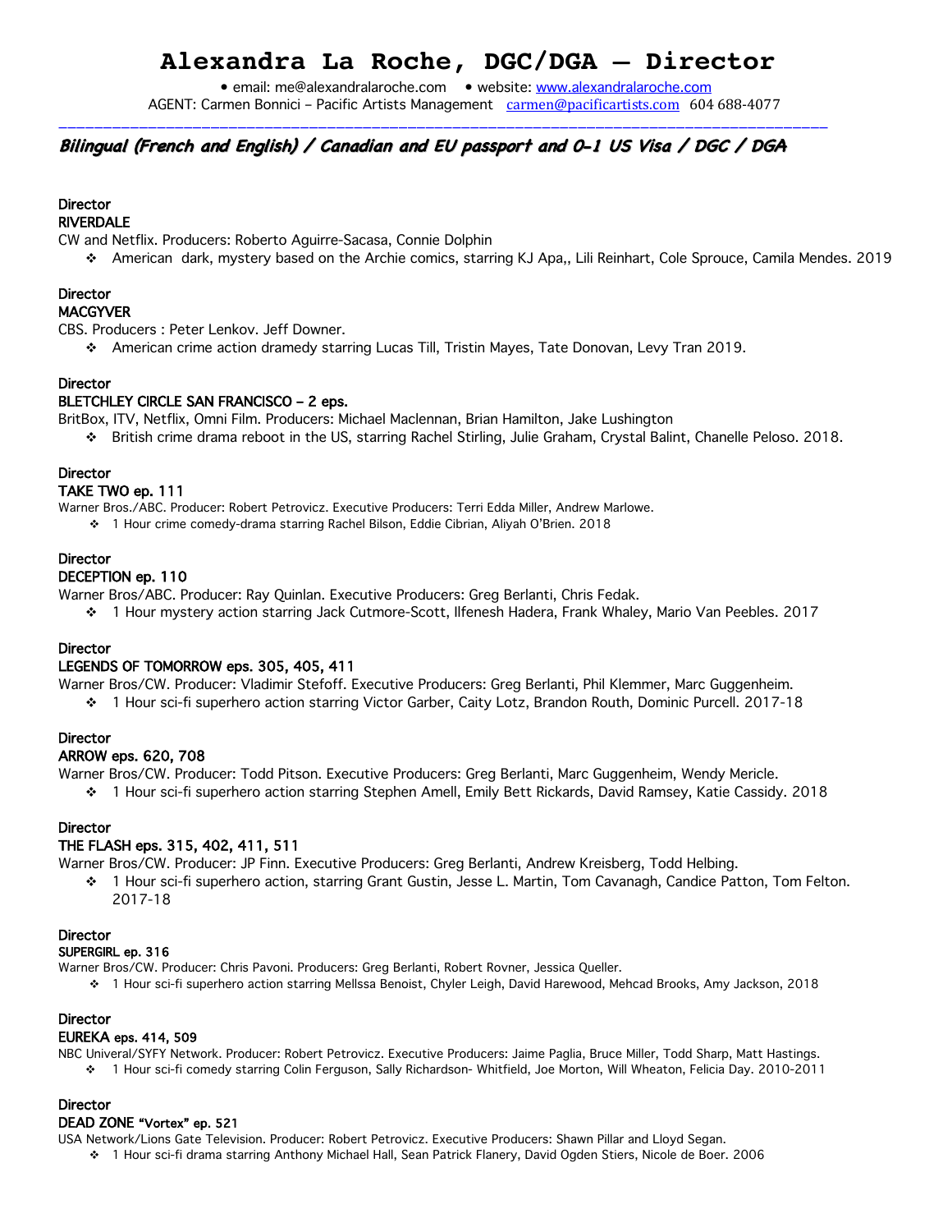# Alexandra La Roche, DGC/DGA – Director

• email: me@alexandralaroche.com • website: [www.alexandralaroche.com](www.alexandralaroche.com)
AGENT: Carmen Bonnici – Pacific Artists Management [carmen@pacificartists.com](mailto:carmen@pacificartists.com) 604 688-4077

---

***Bilingual (French and English) / Canadian and EU passport and O-1 US Visa / DGC / DGA***

Director
RIVERDALE
CW and Netflix. Producers: Roberto Aguirre-Sacasa, Connie Dolphin

- American dark, mystery based on the Archie comics, starring KJ Apa,, Lili Reinhart, Cole Sprouce, Camila Mendes. 2019

Director
MACGYVER
CBS. Producers : Peter Lenkov. Jeff Downer.

- American crime action dramedy starring Lucas Till, Tristin Mayes, Tate Donovan, Levy Tran 2019.

Director
BLETCHLEY CIRCLE SAN FRANCISCO – 2 eps.
BritBox, ITV, Netflix, Omni Film. Producers: Michael Maclennan, Brian Hamilton, Jake Lushington

- British crime drama reboot in the US, starring Rachel Stirling, Julie Graham, Crystal Balint, Chanelle Peloso. 2018.

Director
TAKE TWO ep. 111
Warner Bros./ABC. Producer: Robert Petrovicz. Executive Producers: Terri Edda Miller, Andrew Marlowe.

- 1 Hour crime comedy-drama starring Rachel Bilson, Eddie Cibrian, Aliyah O'Brien. 2018

Director
DECEPTION ep. 110
Warner Bros/ABC. Producer: Ray Quinlan. Executive Producers: Greg Berlanti, Chris Fedak.

- 1 Hour mystery action starring Jack Cutmore-Scott, Ilfenesh Hadera, Frank Whaley, Mario Van Peebles. 2017

Director
LEGENDS OF TOMORROW eps. 305, 405, 411
Warner Bros/CW. Producer: Vladimir Stefoff. Executive Producers: Greg Berlanti, Phil Klemmer, Marc Guggenheim.

- 1 Hour sci-fi superhero action starring Victor Garber, Caity Lotz, Brandon Routh, Dominic Purcell. 2017-18

Director
ARROW eps. 620, 708
Warner Bros/CW. Producer: Todd Pitson. Executive Producers: Greg Berlanti, Marc Guggenheim, Wendy Mericle.

- 1 Hour sci-fi superhero action starring Stephen Amell, Emily Bett Rickards, David Ramsey, Katie Cassidy. 2018

Director
THE FLASH eps. 315, 402, 411, 511
Warner Bros/CW. Producer: JP Finn. Executive Producers: Greg Berlanti, Andrew Kreisberg, Todd Helbing.

- 1 Hour sci-fi superhero action, starring Grant Gustin, Jesse L. Martin, Tom Cavanagh, Candice Patton, Tom Felton. 2017-18

Director
SUPERGIRL ep. 316
Warner Bros/CW. Producer: Chris Pavoni. Producers: Greg Berlanti, Robert Rovner, Jessica Queller.

- 1 Hour sci-fi superhero action starring Mellssa Benoist, Chyler Leigh, David Harewood, Mehcad Brooks, Amy Jackson, 2018

Director
EUREKA eps. 414, 509
NBC Univeral/SYFY Network. Producer: Robert Petrovicz. Executive Producers: Jaime Paglia, Bruce Miller, Todd Sharp, Matt Hastings.

- 1 Hour sci-fi comedy starring Colin Ferguson, Sally Richardson- Whitfield, Joe Morton, Will Wheaton, Felicia Day. 2010-2011

Director
DEAD ZONE "Vortex" ep. 521
USA Network/Lions Gate Television. Producer: Robert Petrovicz. Executive Producers: Shawn Pillar and Lloyd Segan.

- 1 Hour sci-fi drama starring Anthony Michael Hall, Sean Patrick Flanery, David Ogden Stiers, Nicole de Boer. 2006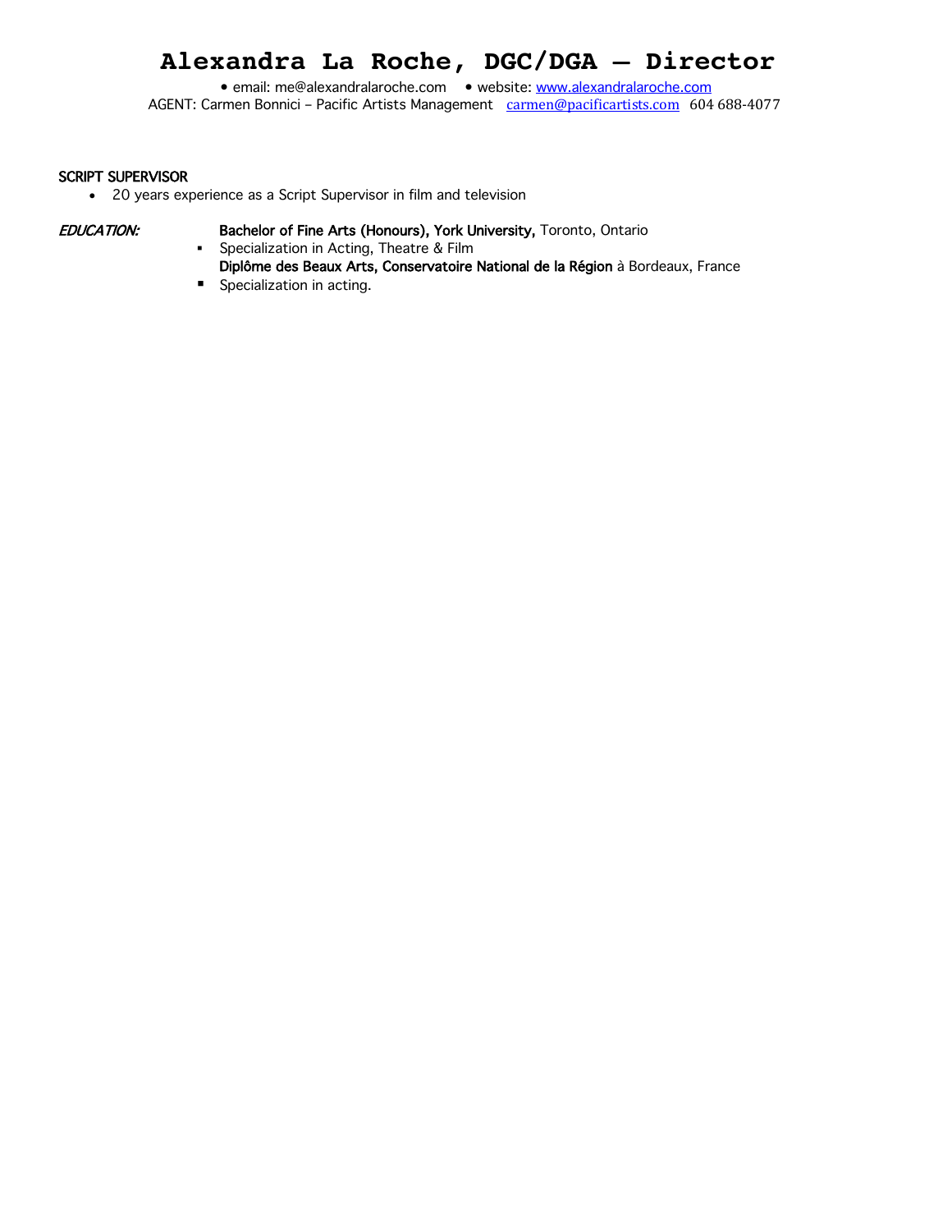# Alexandra La Roche, DGC/DGA – Director

• email: me@alexandralaroche.com • website: [www.alexandralaroche.com](http://www.alexandralaroche.com)
AGENT: Carmen Bonnici – Pacific Artists Management [carmen@pacificartists.com](mailto:carmen@pacificartists.com) 604 688-4077

SCRIPT SUPERVISOR

- 20 years experience as a Script Supervisor in film and television

*EDUCATION:*

**Bachelor of Fine Arts (Honours), York University,** Toronto, Ontario

- Specialization in Acting, Theatre & Film

**Diplôme des Beaux Arts, Conservatoire National de la Région** à Bordeaux, France

- Specialization in acting.